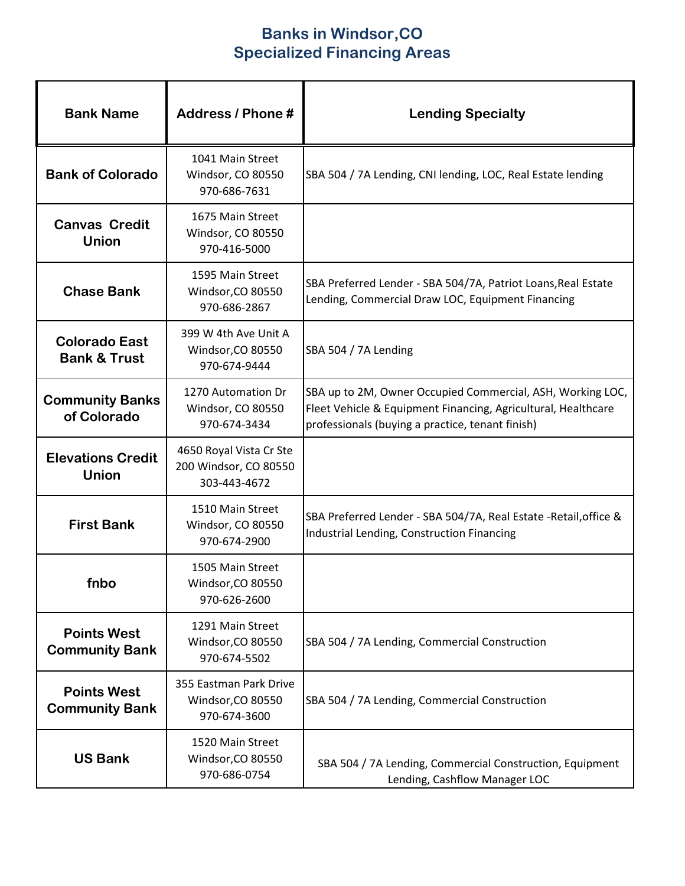# Banks in Windsor,CO
## Specialized Financing Areas

| Bank Name | Address / Phone # | Lending Specialty |
|---|---|---|
| **Bank of Colorado** | 1041 Main Street Windsor, CO 80550 970-686-7631 | SBA 504 / 7A Lending, CNI lending, LOC, Real Estate lending |
| **Canvas Credit Union** | 1675 Main Street Windsor, CO 80550 970-416-5000 | |
| **Chase Bank** | 1595 Main Street Windsor,CO 80550 970-686-2867 | SBA Preferred Lender - SBA 504/7A, Patriot Loans,Real Estate Lending, Commercial Draw LOC, Equipment Financing |
| **Colorado East Bank & Trust** | 399 W 4th Ave Unit A Windsor,CO 80550 970-674-9444 | SBA 504 / 7A Lending |
| **Community Banks of Colorado** | 1270 Automation Dr Windsor, CO 80550 970-674-3434 | SBA up to 2M, Owner Occupied Commercial, ASH, Working LOC, Fleet Vehicle & Equipment Financing, Agricultural, Healthcare professionals (buying a practice, tenant finish) |
| **Elevations Credit Union** | 4650 Royal Vista Cr Ste 200 Windsor, CO 80550 303-443-4672 | |
| **First Bank** | 1510 Main Street Windsor, CO 80550 970-674-2900 | SBA Preferred Lender - SBA 504/7A, Real Estate -Retail,office & Industrial Lending, Construction Financing |
| **fnbo** | 1505 Main Street Windsor,CO 80550 970-626-2600 | |
| **Points West Community Bank** | 1291 Main Street Windsor,CO 80550 970-674-5502 | SBA 504 / 7A Lending, Commercial Construction |
| **Points West Community Bank** | 355 Eastman Park Drive Windsor,CO 80550 970-674-3600 | SBA 504 / 7A Lending, Commercial Construction |
| **US Bank** | 1520 Main Street Windsor,CO 80550 970-686-0754 | SBA 504 / 7A Lending, Commercial Construction, Equipment Lending, Cashflow Manager LOC |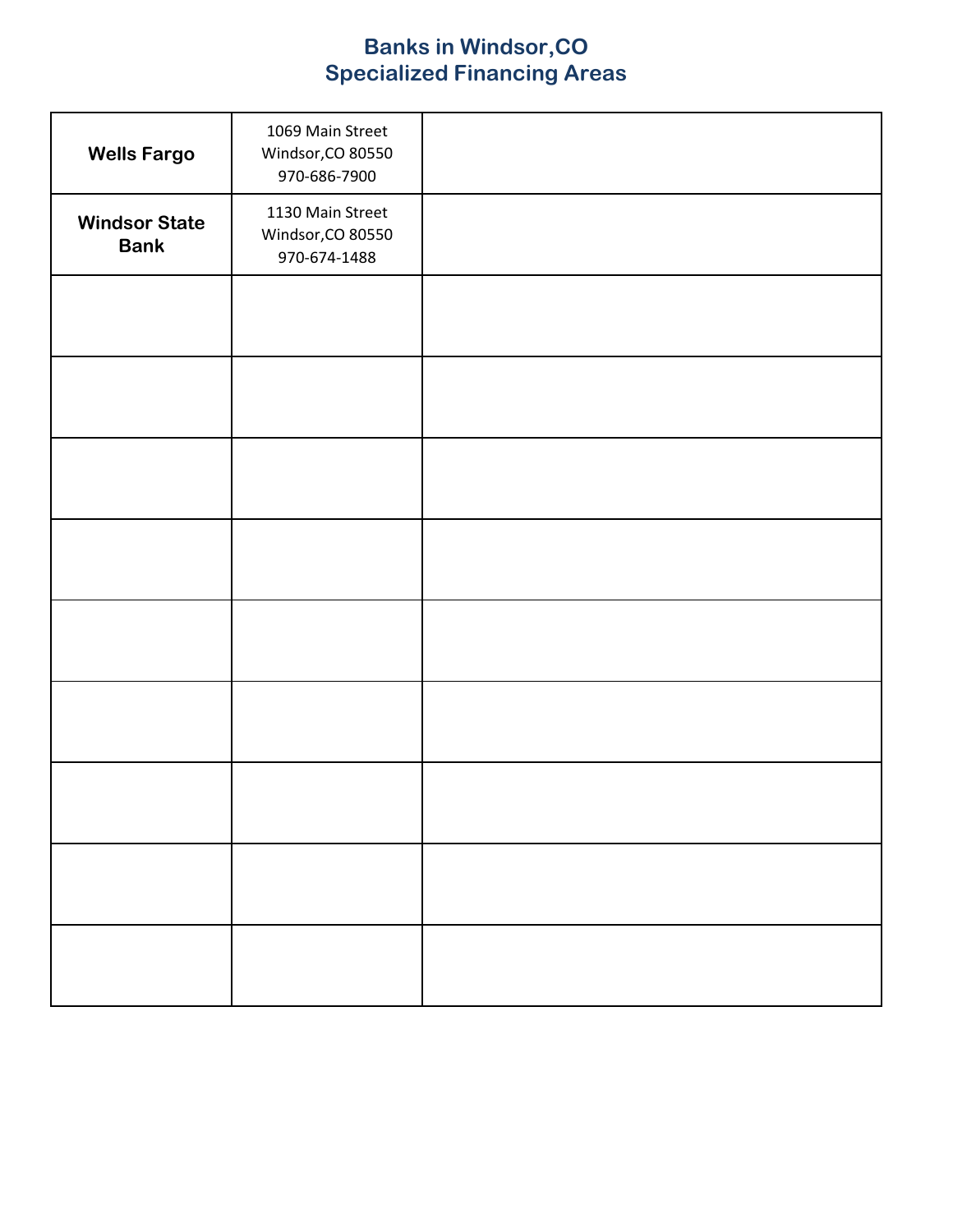# Banks in Windsor,CO
## Specialized Financing Areas

| | | |
|---|---|---|
| **Wells Fargo** | 1069 Main Street<br>Windsor,CO 80550<br>970-686-7900 | |
| **Windsor State Bank** | 1130 Main Street<br>Windsor,CO 80550<br>970-674-1488 | |
| | | |
| | | |
| | | |
| | | |
| | | |
| | | |
| | | |
| | | |
| | | |